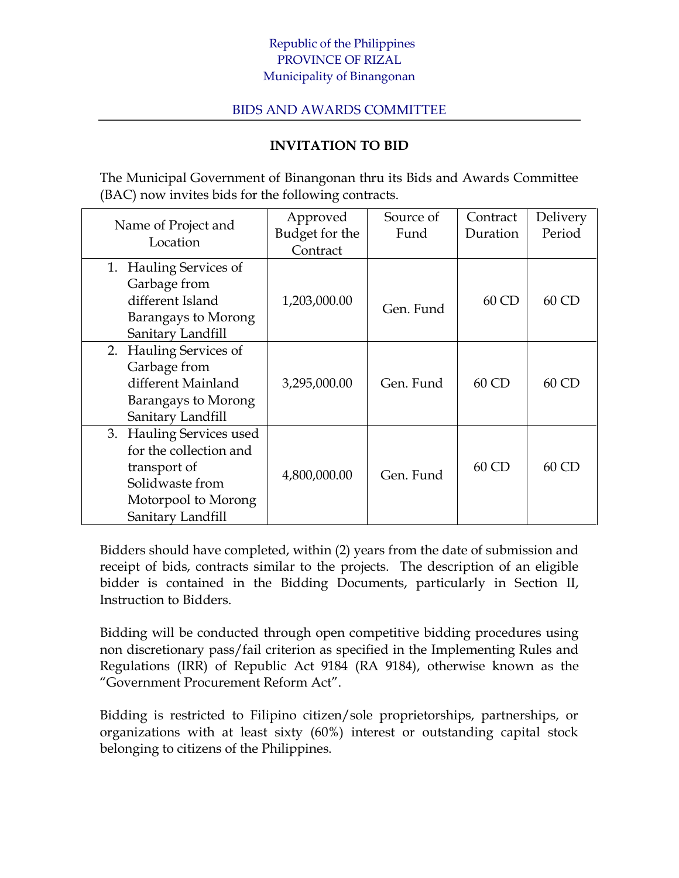Republic of the Philippines
PROVINCE OF RIZAL
Municipality of Binangonan

BIDS AND AWARDS COMMITTEE

## INVITATION TO BID

The Municipal Government of Binangonan thru its Bids and Awards Committee (BAC) now invites bids for the following contracts.

| Name of Project and Location | Approved Budget for the Contract | Source of Fund | Contract Duration | Delivery Period |
|---|---|---|---|---|
| 1. Hauling Services of Garbage from different Island Barangays to Morong Sanitary Landfill | 1,203,000.00 | Gen. Fund | 60 CD | 60 CD |
| 2. Hauling Services of Garbage from different Mainland Barangays to Morong Sanitary Landfill | 3,295,000.00 | Gen. Fund | 60 CD | 60 CD |
| 3. Hauling Services used for the collection and transport of Solidwaste from Motorpool to Morong Sanitary Landfill | 4,800,000.00 | Gen. Fund | 60 CD | 60 CD |

Bidders should have completed, within (2) years from the date of submission and receipt of bids, contracts similar to the projects. The description of an eligible bidder is contained in the Bidding Documents, particularly in Section II, Instruction to Bidders.

Bidding will be conducted through open competitive bidding procedures using non discretionary pass/fail criterion as specified in the Implementing Rules and Regulations (IRR) of Republic Act 9184 (RA 9184), otherwise known as the "Government Procurement Reform Act".

Bidding is restricted to Filipino citizen/sole proprietorships, partnerships, or organizations with at least sixty (60%) interest or outstanding capital stock belonging to citizens of the Philippines.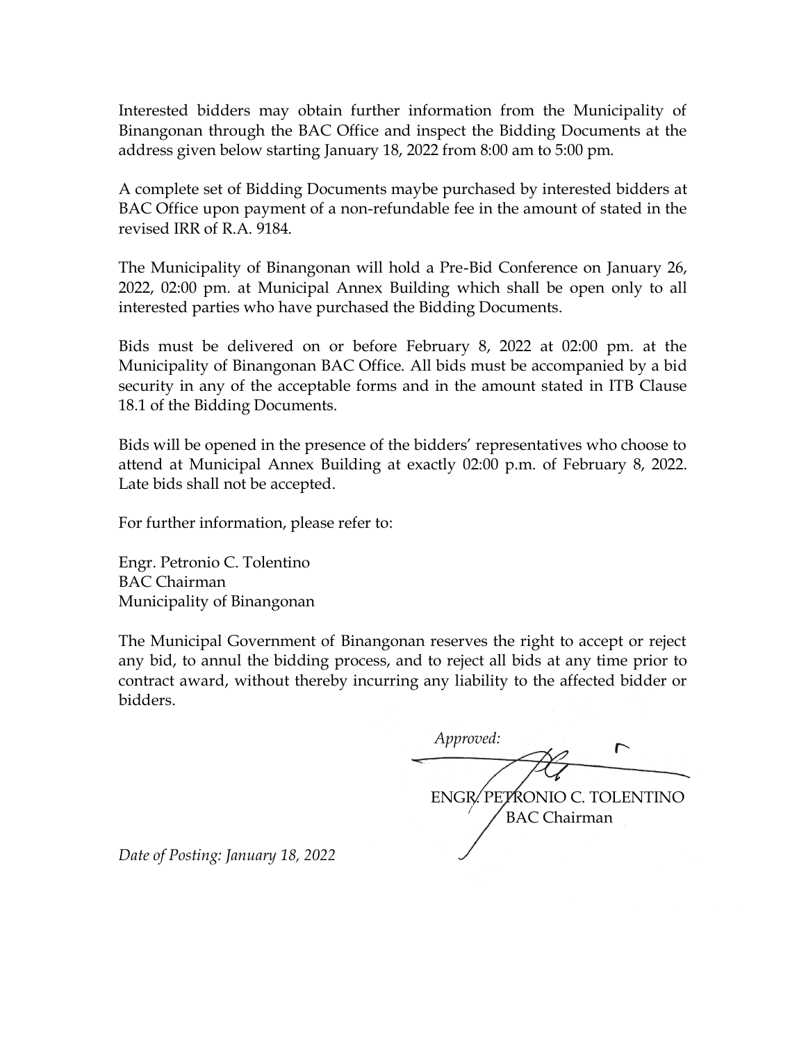Interested bidders may obtain further information from the Municipality of Binangonan through the BAC Office and inspect the Bidding Documents at the address given below starting January 18, 2022 from 8:00 am to 5:00 pm.

A complete set of Bidding Documents maybe purchased by interested bidders at BAC Office upon payment of a non-refundable fee in the amount of stated in the revised IRR of R.A. 9184.

The Municipality of Binangonan will hold a Pre-Bid Conference on January 26, 2022, 02:00 pm. at Municipal Annex Building which shall be open only to all interested parties who have purchased the Bidding Documents.

Bids must be delivered on or before February 8, 2022 at 02:00 pm. at the Municipality of Binangonan BAC Office. All bids must be accompanied by a bid security in any of the acceptable forms and in the amount stated in ITB Clause 18.1 of the Bidding Documents.

Bids will be opened in the presence of the bidders' representatives who choose to attend at Municipal Annex Building at exactly 02:00 p.m. of February 8, 2022. Late bids shall not be accepted.

For further information, please refer to:

Engr. Petronio C. Tolentino
BAC Chairman
Municipality of Binangonan

The Municipal Government of Binangonan reserves the right to accept or reject any bid, to annul the bidding process, and to reject all bids at any time prior to contract award, without thereby incurring any liability to the affected bidder or bidders.

*Approved:*

ENGR. PETRONIO C. TOLENTINO
BAC Chairman

*Date of Posting: January 18, 2022*